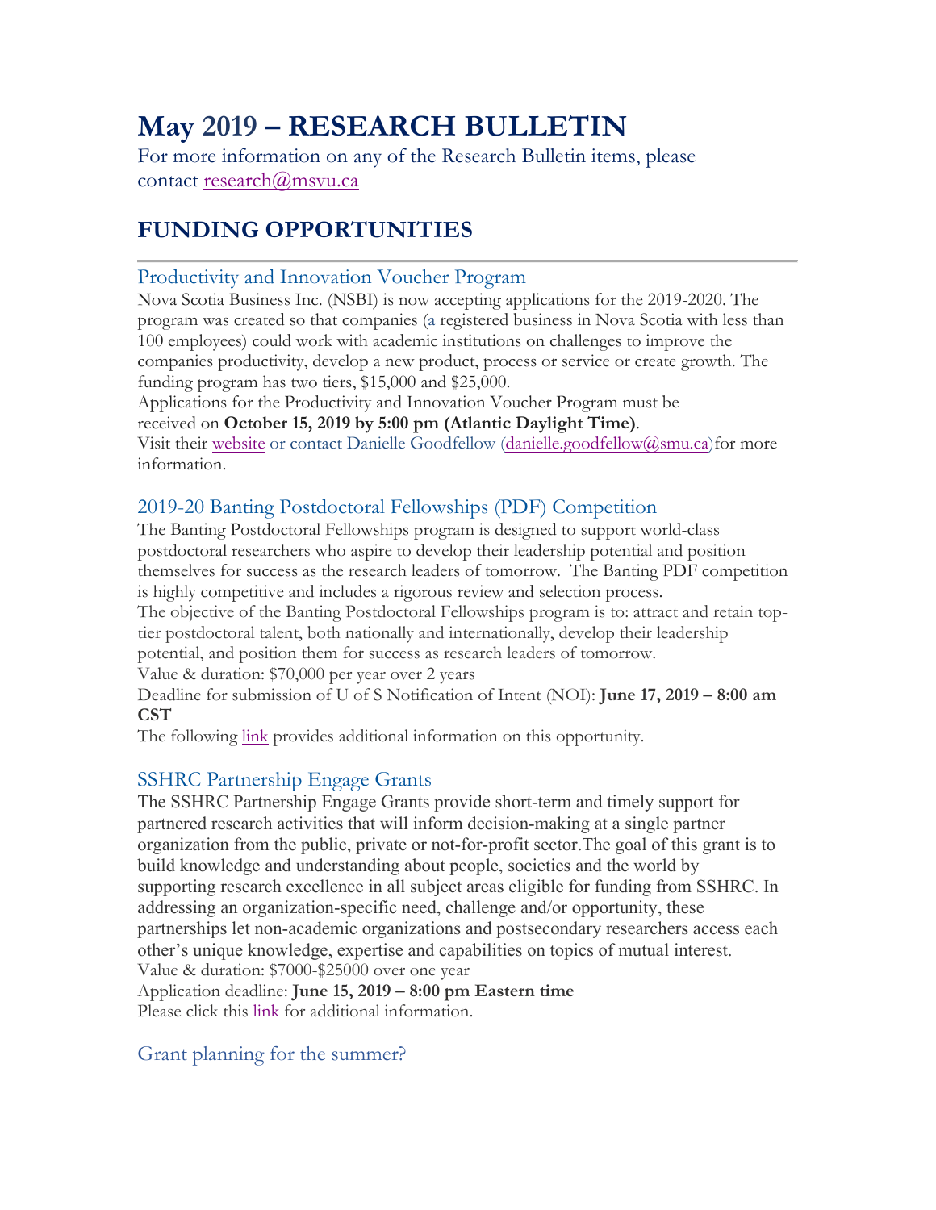# May 2019 – RESEARCH BULLETIN

For more information on any of the Research Bulletin items, please contact research@msvu.ca

## FUNDING OPPORTUNITIES

### Productivity and Innovation Voucher Program

Nova Scotia Business Inc. (NSBI) is now accepting applications for the 2019-2020. The program was created so that companies (a registered business in Nova Scotia with less than 100 employees) could work with academic institutions on challenges to improve the companies productivity, develop a new product, process or service or create growth. The funding program has two tiers, $15,000 and $25,000.
Applications for the Productivity and Innovation Voucher Program must be received on **October 15, 2019 by 5:00 pm (Atlantic Daylight Time)**.
Visit their website or contact Danielle Goodfellow (danielle.goodfellow@smu.ca)for more information.

### 2019-20 Banting Postdoctoral Fellowships (PDF) Competition

The Banting Postdoctoral Fellowships program is designed to support world-class postdoctoral researchers who aspire to develop their leadership potential and position themselves for success as the research leaders of tomorrow. The Banting PDF competition is highly competitive and includes a rigorous review and selection process.
The objective of the Banting Postdoctoral Fellowships program is to: attract and retain top-tier postdoctoral talent, both nationally and internationally, develop their leadership potential, and position them for success as research leaders of tomorrow.
Value & duration: $70,000 per year over 2 years
Deadline for submission of U of S Notification of Intent (NOI): **June 17, 2019 – 8:00 am CST**
The following link provides additional information on this opportunity.

### SSHRC Partnership Engage Grants

The SSHRC Partnership Engage Grants provide short-term and timely support for partnered research activities that will inform decision-making at a single partner organization from the public, private or not-for-profit sector.The goal of this grant is to build knowledge and understanding about people, societies and the world by supporting research excellence in all subject areas eligible for funding from SSHRC. In addressing an organization-specific need, challenge and/or opportunity, these partnerships let non-academic organizations and postsecondary researchers access each other's unique knowledge, expertise and capabilities on topics of mutual interest.
Value & duration: $7000-$25000 over one year
Application deadline: **June 15, 2019 – 8:00 pm Eastern time**
Please click this link for additional information.

### Grant planning for the summer?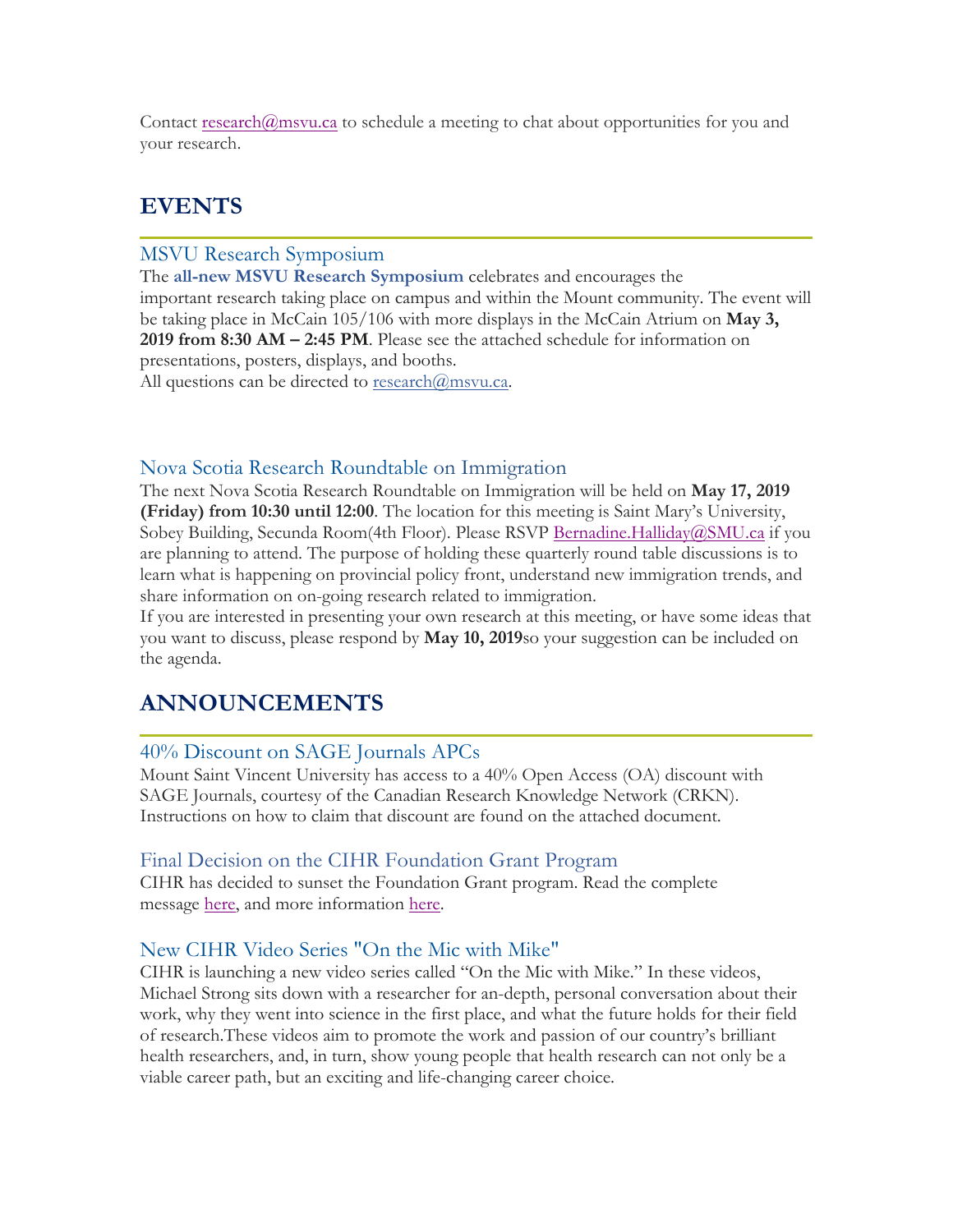Contact research@msvu.ca to schedule a meeting to chat about opportunities for you and your research.

## EVENTS

### MSVU Research Symposium

The **all-new MSVU Research Symposium** celebrates and encourages the important research taking place on campus and within the Mount community. The event will be taking place in McCain 105/106 with more displays in the McCain Atrium on **May 3, 2019 from 8:30 AM – 2:45 PM**. Please see the attached schedule for information on presentations, posters, displays, and booths.

All questions can be directed to research@msvu.ca.

### Nova Scotia Research Roundtable on Immigration

The next Nova Scotia Research Roundtable on Immigration will be held on **May 17, 2019 (Friday) from 10:30 until 12:00**. The location for this meeting is Saint Mary's University, Sobey Building, Secunda Room(4th Floor). Please RSVP Bernadine.Halliday@SMU.ca if you are planning to attend. The purpose of holding these quarterly round table discussions is to learn what is happening on provincial policy front, understand new immigration trends, and share information on on-going research related to immigration.

If you are interested in presenting your own research at this meeting, or have some ideas that you want to discuss, please respond by **May 10, 2019**so your suggestion can be included on the agenda.

## ANNOUNCEMENTS

### 40% Discount on SAGE Journals APCs

Mount Saint Vincent University has access to a 40% Open Access (OA) discount with SAGE Journals, courtesy of the Canadian Research Knowledge Network (CRKN). Instructions on how to claim that discount are found on the attached document.

### Final Decision on the CIHR Foundation Grant Program

CIHR has decided to sunset the Foundation Grant program. Read the complete message here, and more information here.

### New CIHR Video Series "On the Mic with Mike"

CIHR is launching a new video series called "On the Mic with Mike." In these videos, Michael Strong sits down with a researcher for an-depth, personal conversation about their work, why they went into science in the first place, and what the future holds for their field of research.These videos aim to promote the work and passion of our country's brilliant health researchers, and, in turn, show young people that health research can not only be a viable career path, but an exciting and life-changing career choice.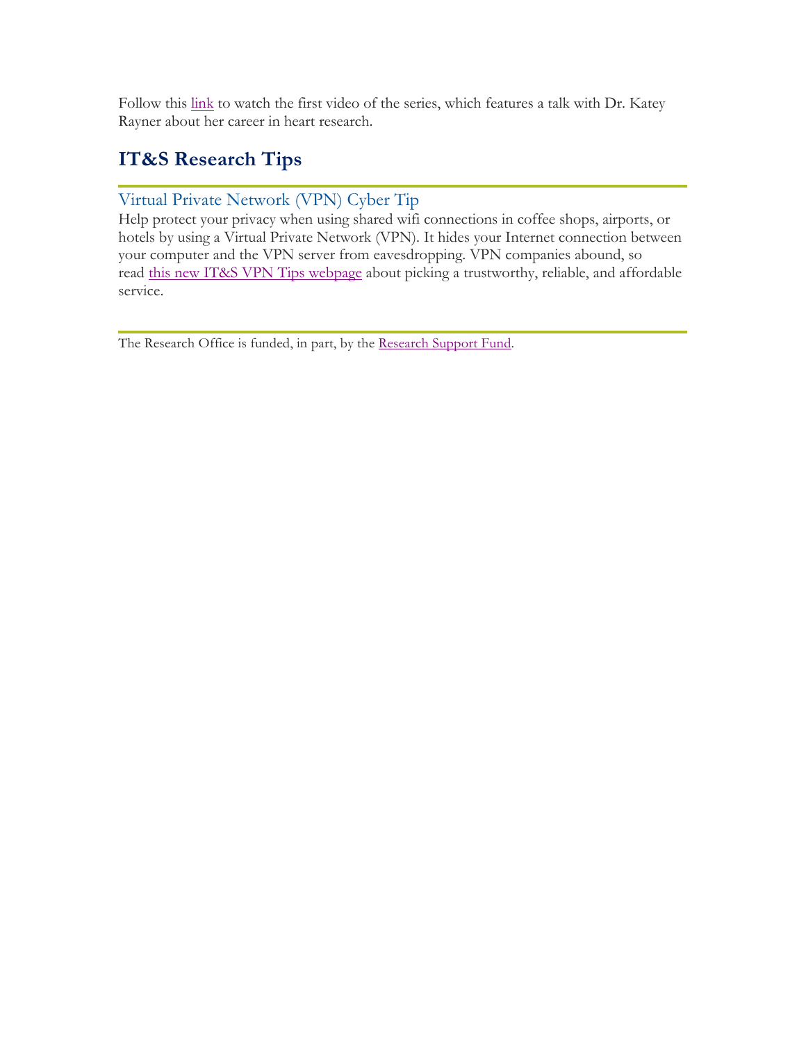Follow this link to watch the first video of the series, which features a talk with Dr. Katey Rayner about her career in heart research.

## IT&S Research Tips

### Virtual Private Network (VPN) Cyber Tip

Help protect your privacy when using shared wifi connections in coffee shops, airports, or hotels by using a Virtual Private Network (VPN). It hides your Internet connection between your computer and the VPN server from eavesdropping. VPN companies abound, so read this new IT&S VPN Tips webpage about picking a trustworthy, reliable, and affordable service.

---

The Research Office is funded, in part, by the Research Support Fund.